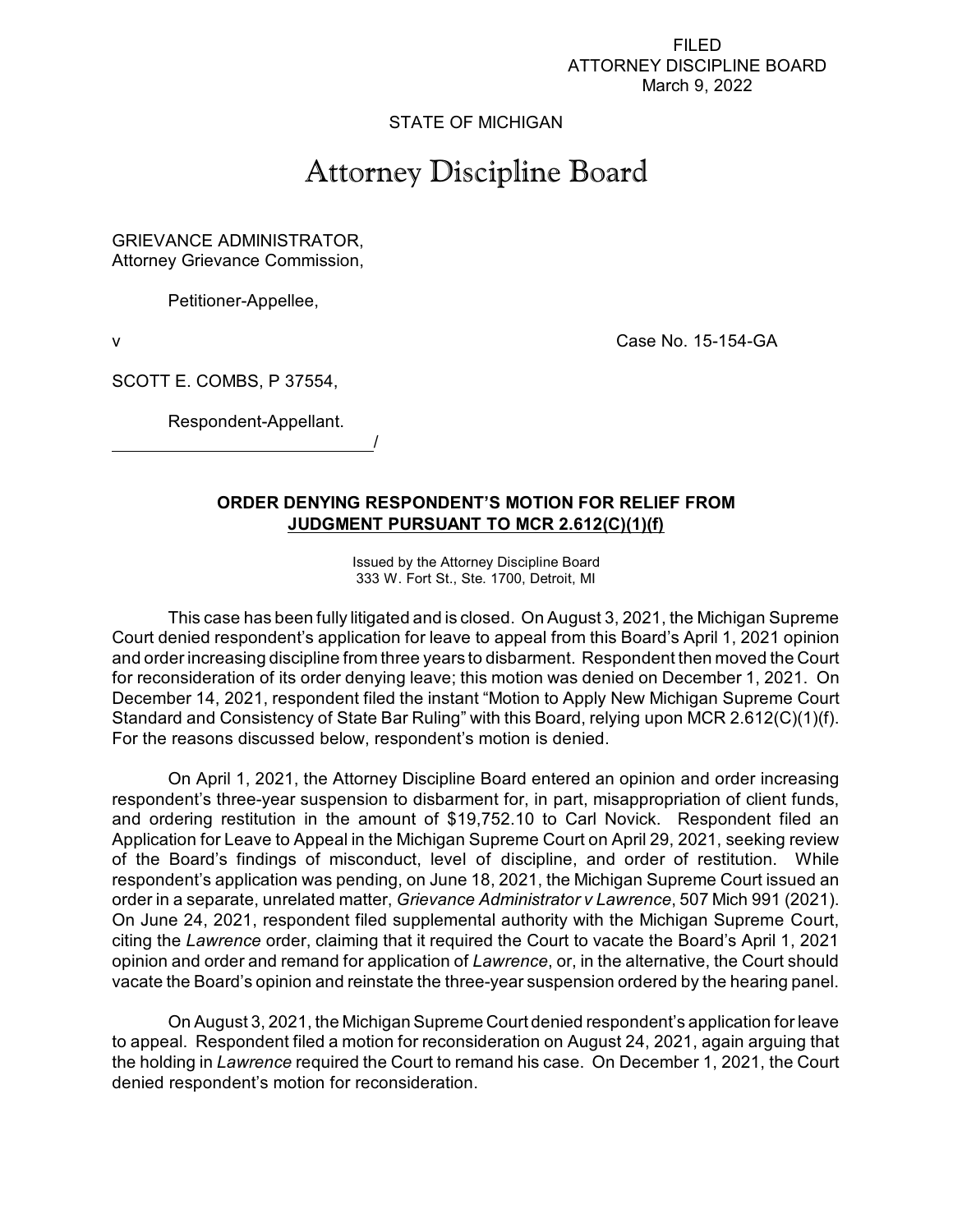FILED
ATTORNEY DISCIPLINE BOARD
March 9, 2022

STATE OF MICHIGAN

# Attorney Discipline Board

GRIEVANCE ADMINISTRATOR,
Attorney Grievance Commission,

Petitioner-Appellee,

v  Case No. 15-154-GA

SCOTT E. COMBS, P 37554,

Respondent-Appellant.

______________________________/

**ORDER DENYING RESPONDENT'S MOTION FOR RELIEF FROM JUDGMENT PURSUANT TO MCR 2.612(C)(1)(f)**

Issued by the Attorney Discipline Board
333 W. Fort St., Ste. 1700, Detroit, MI

This case has been fully litigated and is closed. On August 3, 2021, the Michigan Supreme Court denied respondent's application for leave to appeal from this Board's April 1, 2021 opinion and order increasing discipline from three years to disbarment. Respondent then moved the Court for reconsideration of its order denying leave; this motion was denied on December 1, 2021. On December 14, 2021, respondent filed the instant "Motion to Apply New Michigan Supreme Court Standard and Consistency of State Bar Ruling" with this Board, relying upon MCR 2.612(C)(1)(f). For the reasons discussed below, respondent's motion is denied.

On April 1, 2021, the Attorney Discipline Board entered an opinion and order increasing respondent's three-year suspension to disbarment for, in part, misappropriation of client funds, and ordering restitution in the amount of $19,752.10 to Carl Novick. Respondent filed an Application for Leave to Appeal in the Michigan Supreme Court on April 29, 2021, seeking review of the Board's findings of misconduct, level of discipline, and order of restitution. While respondent's application was pending, on June 18, 2021, the Michigan Supreme Court issued an order in a separate, unrelated matter, *Grievance Administrator v Lawrence*, 507 Mich 991 (2021). On June 24, 2021, respondent filed supplemental authority with the Michigan Supreme Court, citing the *Lawrence* order, claiming that it required the Court to vacate the Board's April 1, 2021 opinion and order and remand for application of *Lawrence*, or, in the alternative, the Court should vacate the Board's opinion and reinstate the three-year suspension ordered by the hearing panel.

On August 3, 2021, the Michigan Supreme Court denied respondent's application for leave to appeal. Respondent filed a motion for reconsideration on August 24, 2021, again arguing that the holding in *Lawrence* required the Court to remand his case. On December 1, 2021, the Court denied respondent's motion for reconsideration.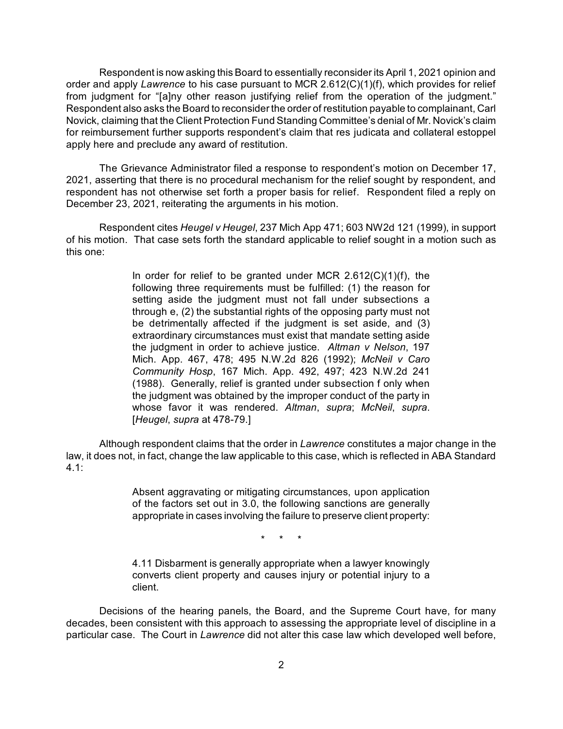Respondent is now asking this Board to essentially reconsider its April 1, 2021 opinion and order and apply *Lawrence* to his case pursuant to MCR 2.612(C)(1)(f), which provides for relief from judgment for "[a]ny other reason justifying relief from the operation of the judgment." Respondent also asks the Board to reconsider the order of restitution payable to complainant, Carl Novick, claiming that the Client Protection Fund Standing Committee's denial of Mr. Novick's claim for reimbursement further supports respondent's claim that res judicata and collateral estoppel apply here and preclude any award of restitution.

The Grievance Administrator filed a response to respondent's motion on December 17, 2021, asserting that there is no procedural mechanism for the relief sought by respondent, and respondent has not otherwise set forth a proper basis for relief. Respondent filed a reply on December 23, 2021, reiterating the arguments in his motion.

Respondent cites *Heugel v Heugel*, 237 Mich App 471; 603 NW2d 121 (1999), in support of his motion. That case sets forth the standard applicable to relief sought in a motion such as this one:

> In order for relief to be granted under MCR 2.612(C)(1)(f), the following three requirements must be fulfilled: (1) the reason for setting aside the judgment must not fall under subsections a through e, (2) the substantial rights of the opposing party must not be detrimentally affected if the judgment is set aside, and (3) extraordinary circumstances must exist that mandate setting aside the judgment in order to achieve justice. *Altman v Nelson*, 197 Mich. App. 467, 478; 495 N.W.2d 826 (1992); *McNeil v Caro Community Hosp*, 167 Mich. App. 492, 497; 423 N.W.2d 241 (1988). Generally, relief is granted under subsection f only when the judgment was obtained by the improper conduct of the party in whose favor it was rendered. *Altman*, *supra*; *McNeil*, *supra*. [*Heugel*, *supra* at 478-79.]

Although respondent claims that the order in *Lawrence* constitutes a major change in the law, it does not, in fact, change the law applicable to this case, which is reflected in ABA Standard 4.1:

> Absent aggravating or mitigating circumstances, upon application of the factors set out in 3.0, the following sanctions are generally appropriate in cases involving the failure to preserve client property:
>
> \* \* \*
>
> 4.11 Disbarment is generally appropriate when a lawyer knowingly converts client property and causes injury or potential injury to a client.

Decisions of the hearing panels, the Board, and the Supreme Court have, for many decades, been consistent with this approach to assessing the appropriate level of discipline in a particular case. The Court in *Lawrence* did not alter this case law which developed well before,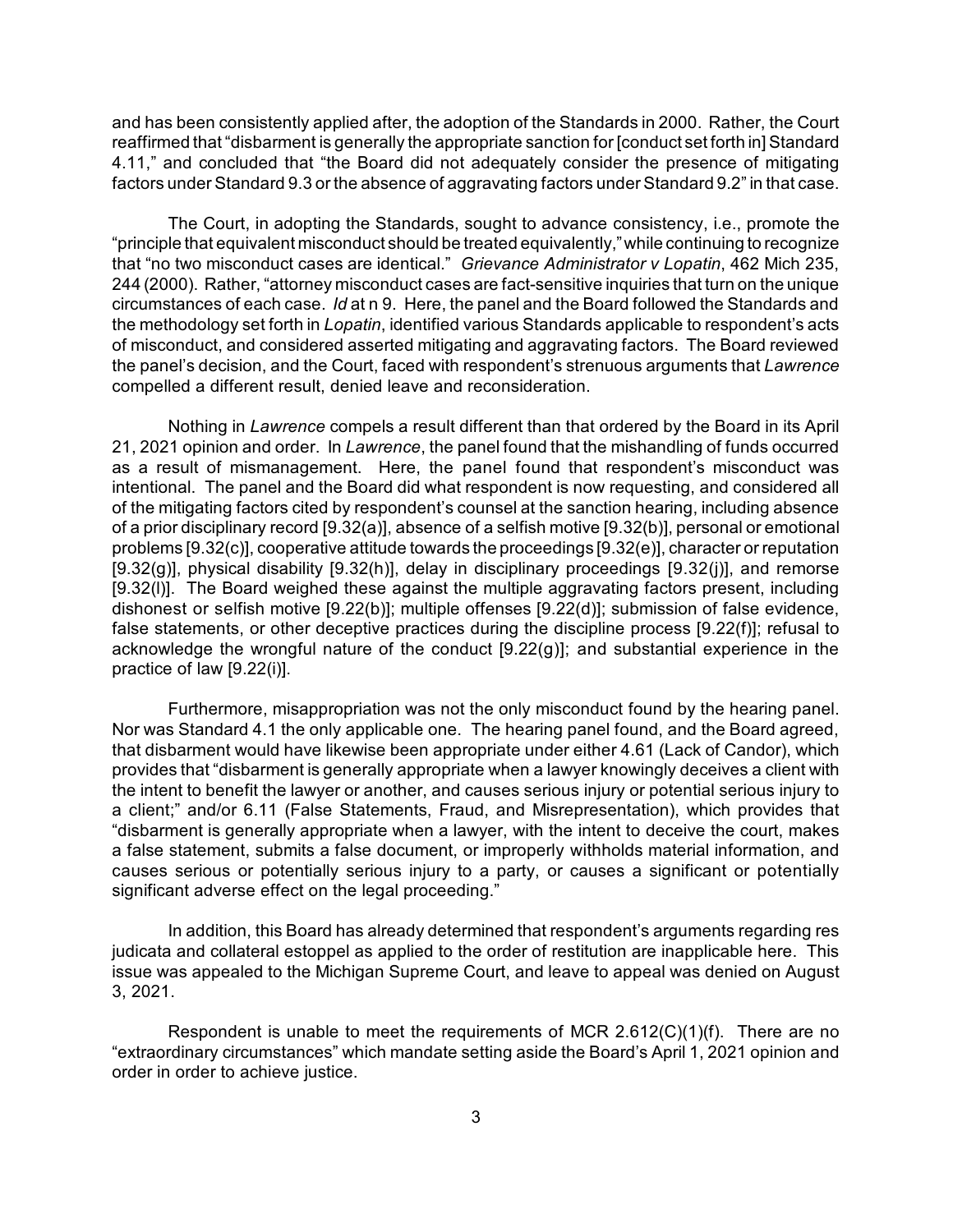and has been consistently applied after, the adoption of the Standards in 2000. Rather, the Court reaffirmed that "disbarment is generally the appropriate sanction for [conduct set forth in] Standard 4.11," and concluded that "the Board did not adequately consider the presence of mitigating factors under Standard 9.3 or the absence of aggravating factors under Standard 9.2" in that case.

The Court, in adopting the Standards, sought to advance consistency, i.e., promote the "principle that equivalent misconduct should be treated equivalently," while continuing to recognize that "no two misconduct cases are identical." *Grievance Administrator v Lopatin*, 462 Mich 235, 244 (2000). Rather, "attorney misconduct cases are fact-sensitive inquiries that turn on the unique circumstances of each case. *Id* at n 9. Here, the panel and the Board followed the Standards and the methodology set forth in *Lopatin*, identified various Standards applicable to respondent's acts of misconduct, and considered asserted mitigating and aggravating factors. The Board reviewed the panel's decision, and the Court, faced with respondent's strenuous arguments that *Lawrence* compelled a different result, denied leave and reconsideration.

Nothing in *Lawrence* compels a result different than that ordered by the Board in its April 21, 2021 opinion and order. In *Lawrence*, the panel found that the mishandling of funds occurred as a result of mismanagement. Here, the panel found that respondent's misconduct was intentional. The panel and the Board did what respondent is now requesting, and considered all of the mitigating factors cited by respondent's counsel at the sanction hearing, including absence of a prior disciplinary record [9.32(a)], absence of a selfish motive [9.32(b)], personal or emotional problems [9.32(c)], cooperative attitude towards the proceedings [9.32(e)], character or reputation [9.32(g)], physical disability [9.32(h)], delay in disciplinary proceedings [9.32(j)], and remorse [9.32(l)]. The Board weighed these against the multiple aggravating factors present, including dishonest or selfish motive [9.22(b)]; multiple offenses [9.22(d)]; submission of false evidence, false statements, or other deceptive practices during the discipline process [9.22(f)]; refusal to acknowledge the wrongful nature of the conduct [9.22(g)]; and substantial experience in the practice of law [9.22(i)].

Furthermore, misappropriation was not the only misconduct found by the hearing panel. Nor was Standard 4.1 the only applicable one. The hearing panel found, and the Board agreed, that disbarment would have likewise been appropriate under either 4.61 (Lack of Candor), which provides that "disbarment is generally appropriate when a lawyer knowingly deceives a client with the intent to benefit the lawyer or another, and causes serious injury or potential serious injury to a client;" and/or 6.11 (False Statements, Fraud, and Misrepresentation), which provides that "disbarment is generally appropriate when a lawyer, with the intent to deceive the court, makes a false statement, submits a false document, or improperly withholds material information, and causes serious or potentially serious injury to a party, or causes a significant or potentially significant adverse effect on the legal proceeding."

In addition, this Board has already determined that respondent's arguments regarding res judicata and collateral estoppel as applied to the order of restitution are inapplicable here. This issue was appealed to the Michigan Supreme Court, and leave to appeal was denied on August 3, 2021.

Respondent is unable to meet the requirements of MCR 2.612(C)(1)(f). There are no "extraordinary circumstances" which mandate setting aside the Board's April 1, 2021 opinion and order in order to achieve justice.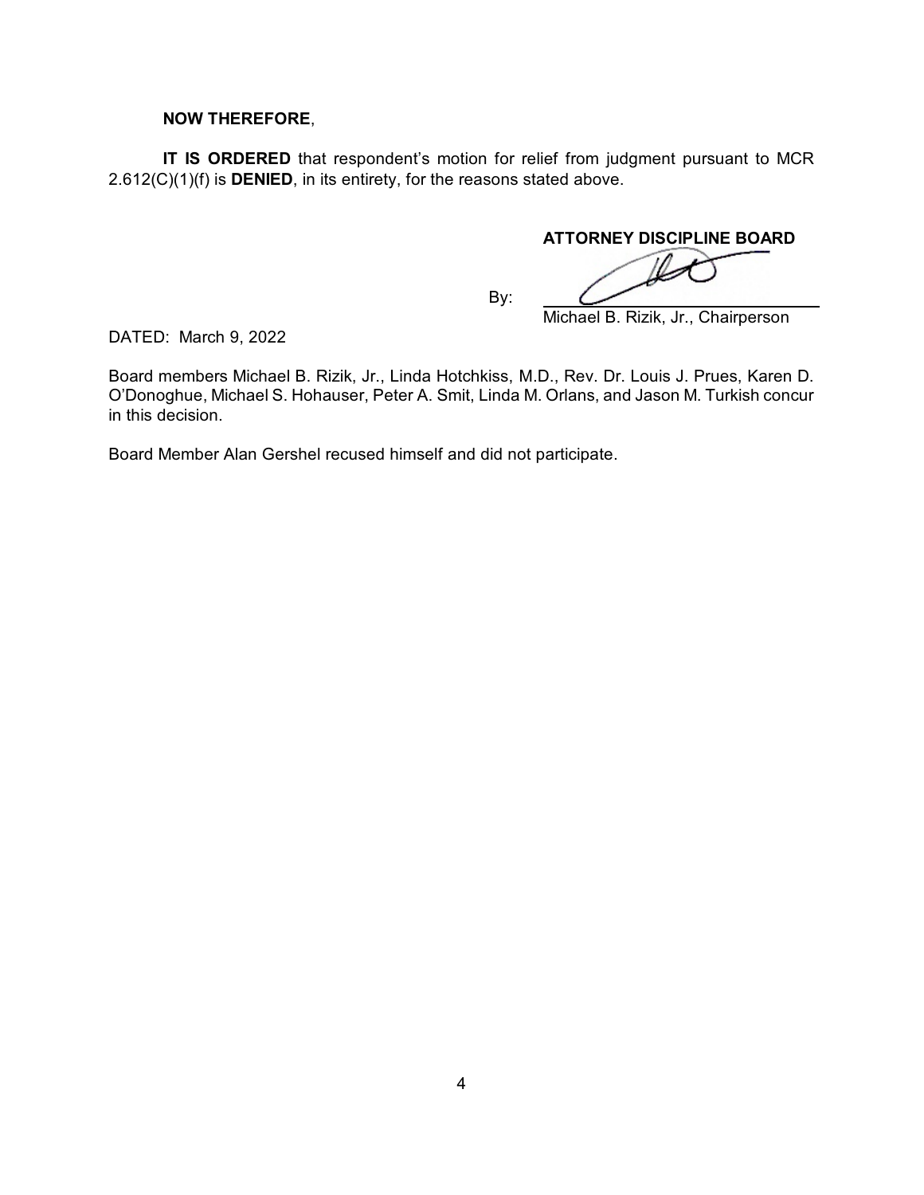**NOW THEREFORE**,

**IT IS ORDERED** that respondent's motion for relief from judgment pursuant to MCR 2.612(C)(1)(f) is **DENIED**, in its entirety, for the reasons stated above.

**ATTORNEY DISCIPLINE BOARD**

By: ______________________________

Michael B. Rizik, Jr., Chairperson

DATED: March 9, 2022

Board members Michael B. Rizik, Jr., Linda Hotchkiss, M.D., Rev. Dr. Louis J. Prues, Karen D. O'Donoghue, Michael S. Hohauser, Peter A. Smit, Linda M. Orlans, and Jason M. Turkish concur in this decision.

Board Member Alan Gershel recused himself and did not participate.